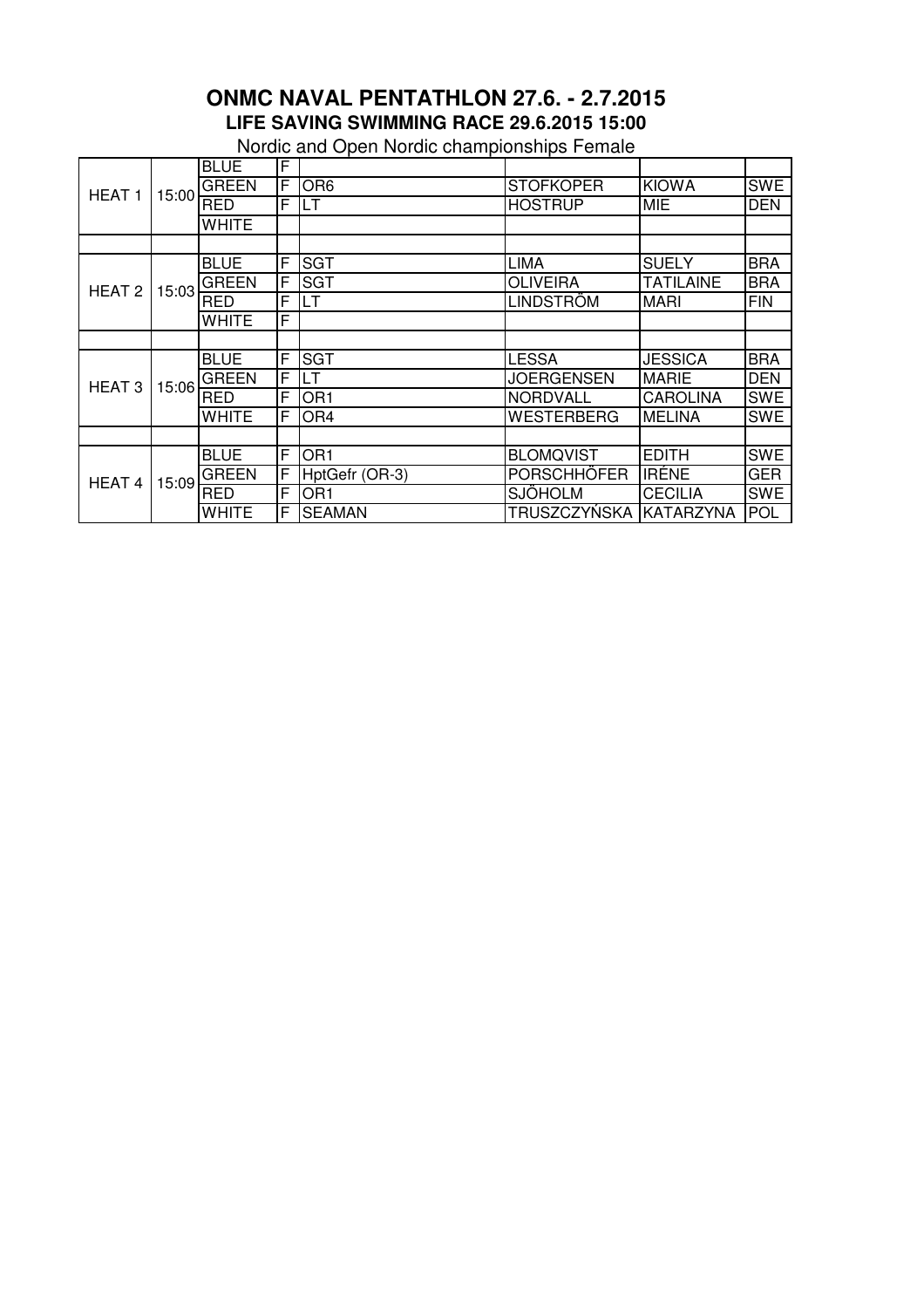# ONMC NAVAL PENTATHLON 27.6. - 2.7.2015

## LIFE SAVING SWIMMING RACE 29.6.2015 15:00

Nordic and Open Nordic championships Female

| | | | | | | | |
|---|---|---|---|---|---|---|---|
| HEAT 1 | 15:00 | BLUE | F | | | | |
| | | GREEN | F | OR6 | STOFKOPER | KIOWA | SWE |
| | | RED | F | LT | HOSTRUP | MIE | DEN |
| | | WHITE | | | | | |
| | | | | | | | |
| HEAT 2 | 15:03 | BLUE | F | SGT | LIMA | SUELY | BRA |
| | | GREEN | F | SGT | OLIVEIRA | TATILAINE | BRA |
| | | RED | F | LT | LINDSTRÖM | MARI | FIN |
| | | WHITE | F | | | | |
| | | | | | | | |
| HEAT 3 | 15:06 | BLUE | F | SGT | LESSA | JESSICA | BRA |
| | | GREEN | F | LT | JOERGENSEN | MARIE | DEN |
| | | RED | F | OR1 | NORDVALL | CAROLINA | SWE |
| | | WHITE | F | OR4 | WESTERBERG | MELINA | SWE |
| | | | | | | | |
| HEAT 4 | 15:09 | BLUE | F | OR1 | BLOMQVIST | EDITH | SWE |
| | | GREEN | F | HptGefr (OR-3) | PORSCHHÖFER | IRÉNE | GER |
| | | RED | F | OR1 | SJÖHOLM | CECILIA | SWE |
| | | WHITE | F | SEAMAN | TRUSZCZYŃSKA | KATARZYNA | POL |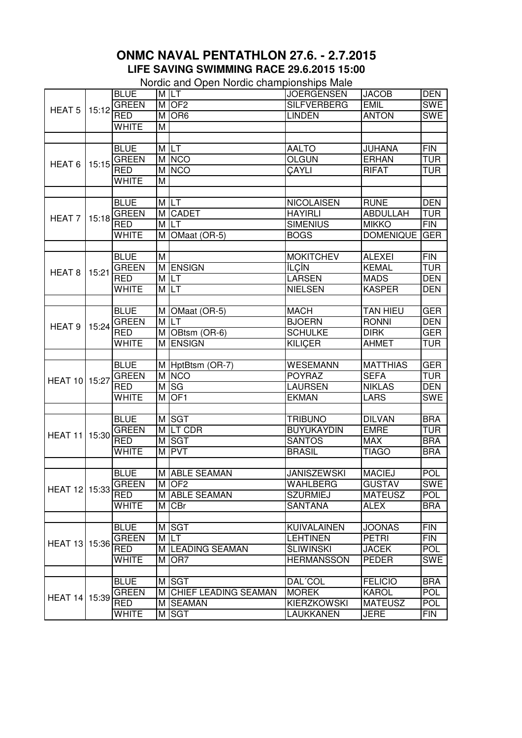# ONMC NAVAL PENTATHLON 27.6. - 2.7.2015

## LIFE SAVING SWIMMING RACE 29.6.2015 15:00

Nordic and Open Nordic championships Male

| | | | | | | | |
|---|---|---|---|---|---|---|---|
| HEAT 5 | 15:12 | BLUE | M | LT | JOERGENSEN | JACOB | DEN |
| | | GREEN | M | OF2 | SILFVERBERG | EMIL | SWE |
| | | RED | M | OR6 | LINDÉN | ANTON | SWE |
| | | WHITE | M | | | | |
| | | | | | | | |
| HEAT 6 | 15:15 | BLUE | M | LT | AALTO | JUHANA | FIN |
| | | GREEN | M | NCO | OLGUN | ERHAN | TUR |
| | | RED | M | NCO | ÇAYLI | RIFAT | TUR |
| | | WHITE | M | | | | |
| | | | | | | | |
| HEAT 7 | 15:18 | BLUE | M | LT | NICOLAISEN | RUNE | DEN |
| | | GREEN | M | CADET | HAYIRLI | ABDULLAH | TUR |
| | | RED | M | LT | SIMENIUS | MIKKO | FIN |
| | | WHITE | M | OMaat (OR-5) | BOGS | DOMENIQUE | GER |
| | | | | | | | |
| HEAT 8 | 15:21 | BLUE | M | | MOKITCHEV | ALEXEI | FIN |
| | | GREEN | M | ENSIGN | İLÇİN | KEMAL | TUR |
| | | RED | M | LT | LARSEN | MADS | DEN |
| | | WHITE | M | LT | NIELSEN | KASPER | DEN |
| | | | | | | | |
| HEAT 9 | 15:24 | BLUE | M | OMaat (OR-5) | MACH | TAN HIEU | GER |
| | | GREEN | M | LT | BJOERN | RONNI | DEN |
| | | RED | M | OBtsm (OR-6) | SCHULKE | DIRK | GER |
| | | WHITE | M | ENSIGN | KILIÇER | AHMET | TUR |
| | | | | | | | |
| HEAT 10 | 15:27 | BLUE | M | HptBtsm (OR-7) | WESEMANN | MATTHIAS | GER |
| | | GREEN | M | NCO | POYRAZ | SEFA | TUR |
| | | RED | M | SG | LAURSEN | NIKLAS | DEN |
| | | WHITE | M | OF1 | EKMAN | LARS | SWE |
| | | | | | | | |
| HEAT 11 | 15:30 | BLUE | M | SGT | TRIBUNO | DILVAN | BRA |
| | | GREEN | M | LT CDR | BUYUKAYDIN | EMRE | TUR |
| | | RED | M | SGT | SANTOS | MAX | BRA |
| | | WHITE | M | PVT | BRASIL | TIAGO | BRA |
| | | | | | | | |
| HEAT 12 | 15:33 | BLUE | M | ABLE SEAMAN | JANISZEWSKI | MACIEJ | POL |
| | | GREEN | M | OF2 | WAHLBERG | GUSTAV | SWE |
| | | RED | M | ABLE SEAMAN | SZURMIEJ | MATEUSZ | POL |
| | | WHITE | M | CBr | SANTANA | ALEX | BRA |
| | | | | | | | |
| HEAT 13 | 15:36 | BLUE | M | SGT | KUIVALAINEN | JOONAS | FIN |
| | | GREEN | M | LT | LEHTINEN | PETRI | FIN |
| | | RED | M | LEADING SEAMAN | ŚLIWIŃSKI | JACEK | POL |
| | | WHITE | M | OR7 | HERMANSSON | PEDER | SWE |
| | | | | | | | |
| HEAT 14 | 15:39 | BLUE | M | SGT | DAL´COL | FELICIO | BRA |
| | | GREEN | M | CHIEF LEADING SEAMAN | MOREK | KAROL | POL |
| | | RED | M | SEAMAN | KIERZKOWSKI | MATEUSZ | POL |
| | | WHITE | M | SGT | LAUKKANEN | JERE | FIN |